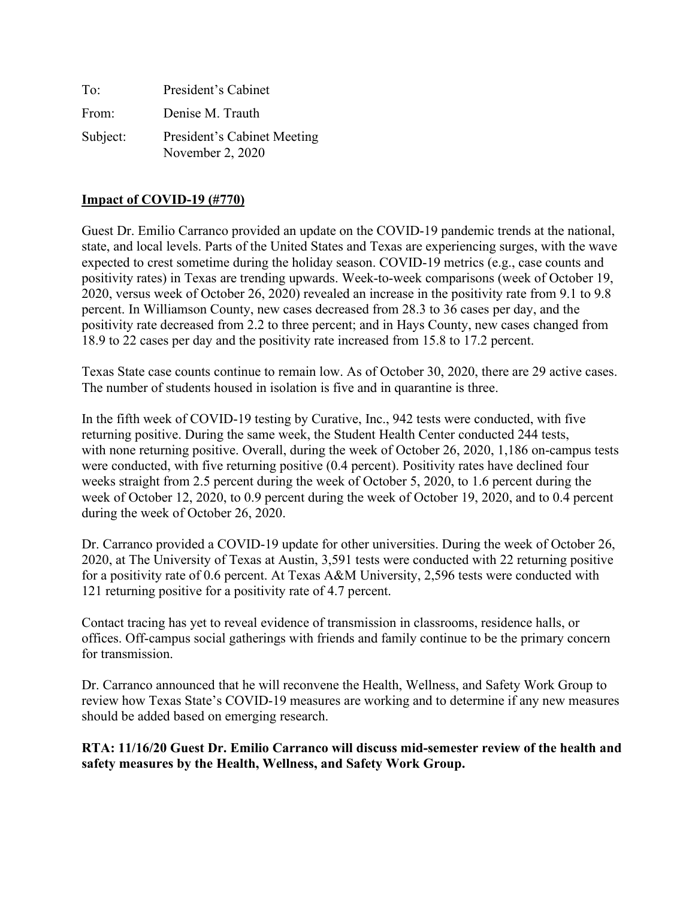To: President's Cabinet

From: Denise M. Trauth

Subject: President's Cabinet Meeting
November 2, 2020

## Impact of COVID-19 (#770)

Guest Dr. Emilio Carranco provided an update on the COVID-19 pandemic trends at the national, state, and local levels. Parts of the United States and Texas are experiencing surges, with the wave expected to crest sometime during the holiday season. COVID-19 metrics (e.g., case counts and positivity rates) in Texas are trending upwards. Week-to-week comparisons (week of October 19, 2020, versus week of October 26, 2020) revealed an increase in the positivity rate from 9.1 to 9.8 percent. In Williamson County, new cases decreased from 28.3 to 36 cases per day, and the positivity rate decreased from 2.2 to three percent; and in Hays County, new cases changed from 18.9 to 22 cases per day and the positivity rate increased from 15.8 to 17.2 percent.

Texas State case counts continue to remain low. As of October 30, 2020, there are 29 active cases. The number of students housed in isolation is five and in quarantine is three.

In the fifth week of COVID-19 testing by Curative, Inc., 942 tests were conducted, with five returning positive. During the same week, the Student Health Center conducted 244 tests, with none returning positive. Overall, during the week of October 26, 2020, 1,186 on-campus tests were conducted, with five returning positive (0.4 percent). Positivity rates have declined four weeks straight from 2.5 percent during the week of October 5, 2020, to 1.6 percent during the week of October 12, 2020, to 0.9 percent during the week of October 19, 2020, and to 0.4 percent during the week of October 26, 2020.

Dr. Carranco provided a COVID-19 update for other universities. During the week of October 26, 2020, at The University of Texas at Austin, 3,591 tests were conducted with 22 returning positive for a positivity rate of 0.6 percent. At Texas A&M University, 2,596 tests were conducted with 121 returning positive for a positivity rate of 4.7 percent.

Contact tracing has yet to reveal evidence of transmission in classrooms, residence halls, or offices. Off-campus social gatherings with friends and family continue to be the primary concern for transmission.

Dr. Carranco announced that he will reconvene the Health, Wellness, and Safety Work Group to review how Texas State's COVID-19 measures are working and to determine if any new measures should be added based on emerging research.

**RTA: 11/16/20 Guest Dr. Emilio Carranco will discuss mid-semester review of the health and safety measures by the Health, Wellness, and Safety Work Group.**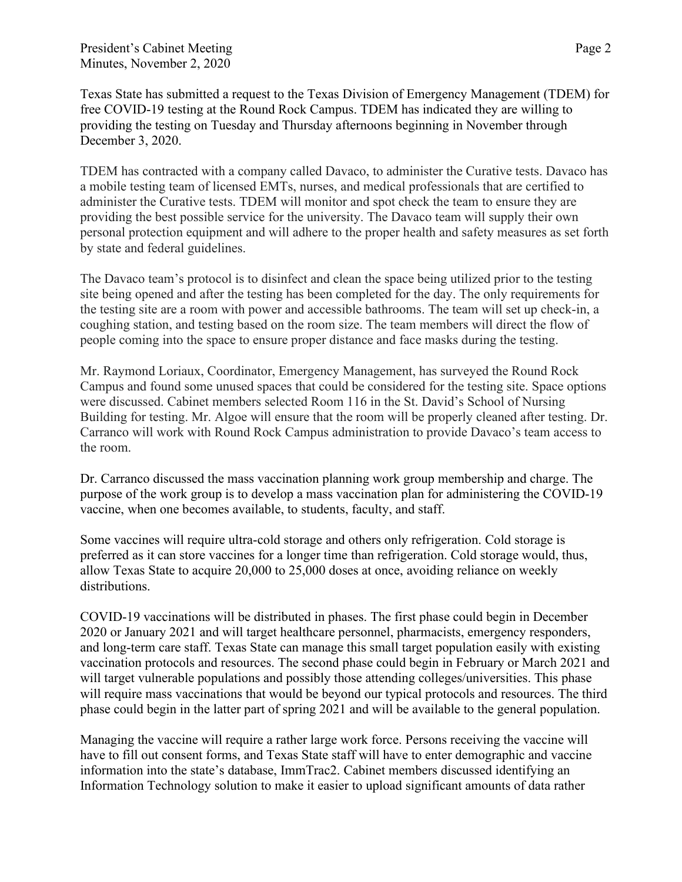Texas State has submitted a request to the Texas Division of Emergency Management (TDEM) for free COVID-19 testing at the Round Rock Campus. TDEM has indicated they are willing to providing the testing on Tuesday and Thursday afternoons beginning in November through December 3, 2020.

TDEM has contracted with a company called Davaco, to administer the Curative tests. Davaco has a mobile testing team of licensed EMTs, nurses, and medical professionals that are certified to administer the Curative tests. TDEM will monitor and spot check the team to ensure they are providing the best possible service for the university. The Davaco team will supply their own personal protection equipment and will adhere to the proper health and safety measures as set forth by state and federal guidelines.

The Davaco team's protocol is to disinfect and clean the space being utilized prior to the testing site being opened and after the testing has been completed for the day. The only requirements for the testing site are a room with power and accessible bathrooms. The team will set up check-in, a coughing station, and testing based on the room size. The team members will direct the flow of people coming into the space to ensure proper distance and face masks during the testing.

Mr. Raymond Loriaux, Coordinator, Emergency Management, has surveyed the Round Rock Campus and found some unused spaces that could be considered for the testing site. Space options were discussed. Cabinet members selected Room 116 in the St. David's School of Nursing Building for testing. Mr. Algoe will ensure that the room will be properly cleaned after testing. Dr. Carranco will work with Round Rock Campus administration to provide Davaco's team access to the room.

Dr. Carranco discussed the mass vaccination planning work group membership and charge. The purpose of the work group is to develop a mass vaccination plan for administering the COVID-19 vaccine, when one becomes available, to students, faculty, and staff.

Some vaccines will require ultra-cold storage and others only refrigeration. Cold storage is preferred as it can store vaccines for a longer time than refrigeration. Cold storage would, thus, allow Texas State to acquire 20,000 to 25,000 doses at once, avoiding reliance on weekly distributions.

COVID-19 vaccinations will be distributed in phases. The first phase could begin in December 2020 or January 2021 and will target healthcare personnel, pharmacists, emergency responders, and long-term care staff. Texas State can manage this small target population easily with existing vaccination protocols and resources. The second phase could begin in February or March 2021 and will target vulnerable populations and possibly those attending colleges/universities. This phase will require mass vaccinations that would be beyond our typical protocols and resources. The third phase could begin in the latter part of spring 2021 and will be available to the general population.

Managing the vaccine will require a rather large work force. Persons receiving the vaccine will have to fill out consent forms, and Texas State staff will have to enter demographic and vaccine information into the state's database, ImmTrac2. Cabinet members discussed identifying an Information Technology solution to make it easier to upload significant amounts of data rather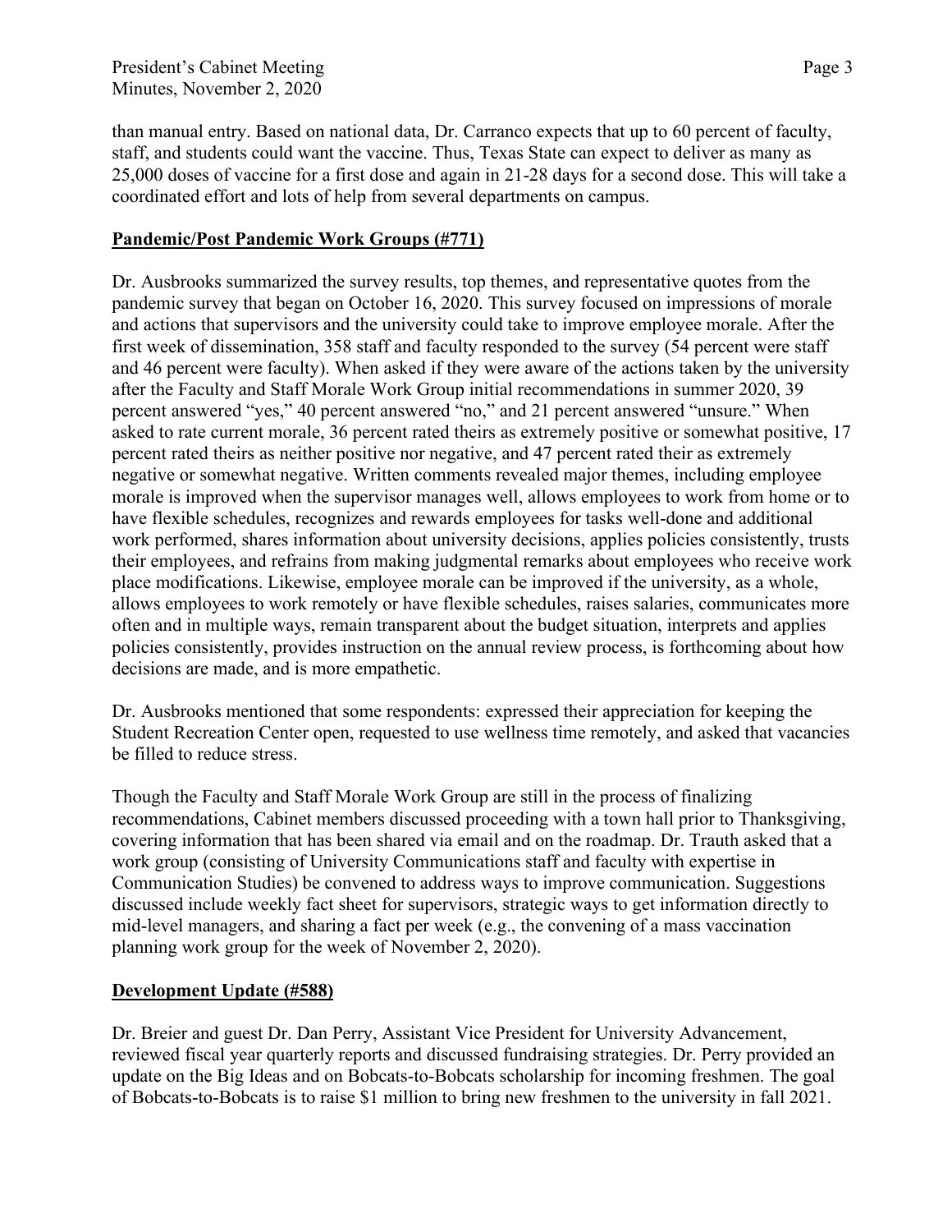than manual entry. Based on national data, Dr. Carranco expects that up to 60 percent of faculty, staff, and students could want the vaccine. Thus, Texas State can expect to deliver as many as 25,000 doses of vaccine for a first dose and again in 21-28 days for a second dose. This will take a coordinated effort and lots of help from several departments on campus.

**Pandemic/Post Pandemic Work Groups (#771)**

Dr. Ausbrooks summarized the survey results, top themes, and representative quotes from the pandemic survey that began on October 16, 2020. This survey focused on impressions of morale and actions that supervisors and the university could take to improve employee morale. After the first week of dissemination, 358 staff and faculty responded to the survey (54 percent were staff and 46 percent were faculty). When asked if they were aware of the actions taken by the university after the Faculty and Staff Morale Work Group initial recommendations in summer 2020, 39 percent answered "yes," 40 percent answered "no," and 21 percent answered "unsure." When asked to rate current morale, 36 percent rated theirs as extremely positive or somewhat positive, 17 percent rated theirs as neither positive nor negative, and 47 percent rated their as extremely negative or somewhat negative. Written comments revealed major themes, including employee morale is improved when the supervisor manages well, allows employees to work from home or to have flexible schedules, recognizes and rewards employees for tasks well-done and additional work performed, shares information about university decisions, applies policies consistently, trusts their employees, and refrains from making judgmental remarks about employees who receive work place modifications. Likewise, employee morale can be improved if the university, as a whole, allows employees to work remotely or have flexible schedules, raises salaries, communicates more often and in multiple ways, remain transparent about the budget situation, interprets and applies policies consistently, provides instruction on the annual review process, is forthcoming about how decisions are made, and is more empathetic.

Dr. Ausbrooks mentioned that some respondents: expressed their appreciation for keeping the Student Recreation Center open, requested to use wellness time remotely, and asked that vacancies be filled to reduce stress.

Though the Faculty and Staff Morale Work Group are still in the process of finalizing recommendations, Cabinet members discussed proceeding with a town hall prior to Thanksgiving, covering information that has been shared via email and on the roadmap. Dr. Trauth asked that a work group (consisting of University Communications staff and faculty with expertise in Communication Studies) be convened to address ways to improve communication. Suggestions discussed include weekly fact sheet for supervisors, strategic ways to get information directly to mid-level managers, and sharing a fact per week (e.g., the convening of a mass vaccination planning work group for the week of November 2, 2020).

**Development Update (#588)**

Dr. Breier and guest Dr. Dan Perry, Assistant Vice President for University Advancement, reviewed fiscal year quarterly reports and discussed fundraising strategies. Dr. Perry provided an update on the Big Ideas and on Bobcats-to-Bobcats scholarship for incoming freshmen. The goal of Bobcats-to-Bobcats is to raise $1 million to bring new freshmen to the university in fall 2021.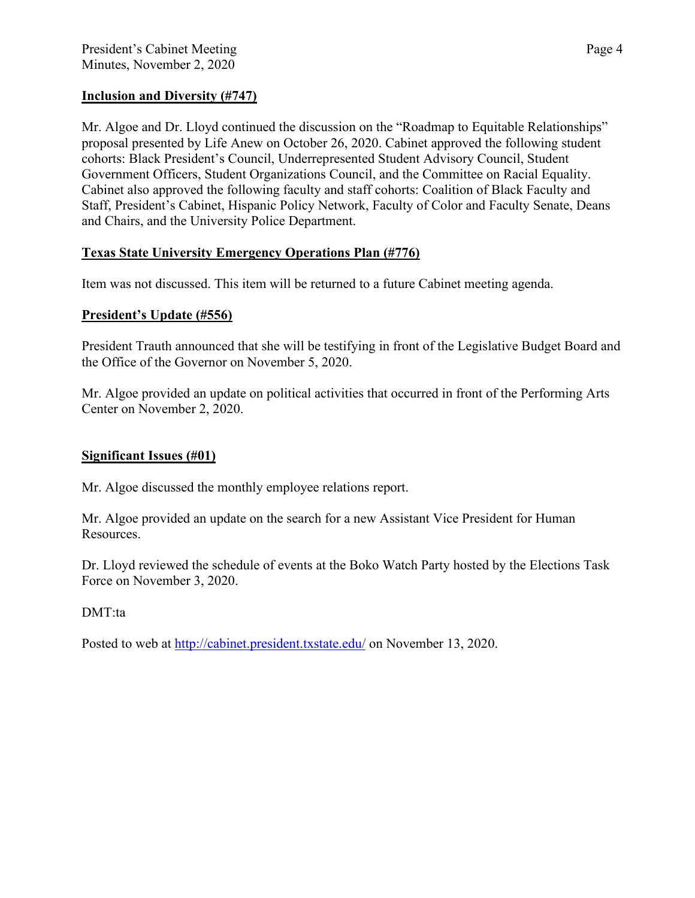**Inclusion and Diversity (#747)**

Mr. Algoe and Dr. Lloyd continued the discussion on the "Roadmap to Equitable Relationships" proposal presented by Life Anew on October 26, 2020. Cabinet approved the following student cohorts: Black President's Council, Underrepresented Student Advisory Council, Student Government Officers, Student Organizations Council, and the Committee on Racial Equality. Cabinet also approved the following faculty and staff cohorts: Coalition of Black Faculty and Staff, President's Cabinet, Hispanic Policy Network, Faculty of Color and Faculty Senate, Deans and Chairs, and the University Police Department.

**Texas State University Emergency Operations Plan (#776)**

Item was not discussed. This item will be returned to a future Cabinet meeting agenda.

**President's Update (#556)**

President Trauth announced that she will be testifying in front of the Legislative Budget Board and the Office of the Governor on November 5, 2020.

Mr. Algoe provided an update on political activities that occurred in front of the Performing Arts Center on November 2, 2020.

**Significant Issues (#01)**

Mr. Algoe discussed the monthly employee relations report.

Mr. Algoe provided an update on the search for a new Assistant Vice President for Human Resources.

Dr. Lloyd reviewed the schedule of events at the Boko Watch Party hosted by the Elections Task Force on November 3, 2020.

DMT:ta

Posted to web at http://cabinet.president.txstate.edu/ on November 13, 2020.